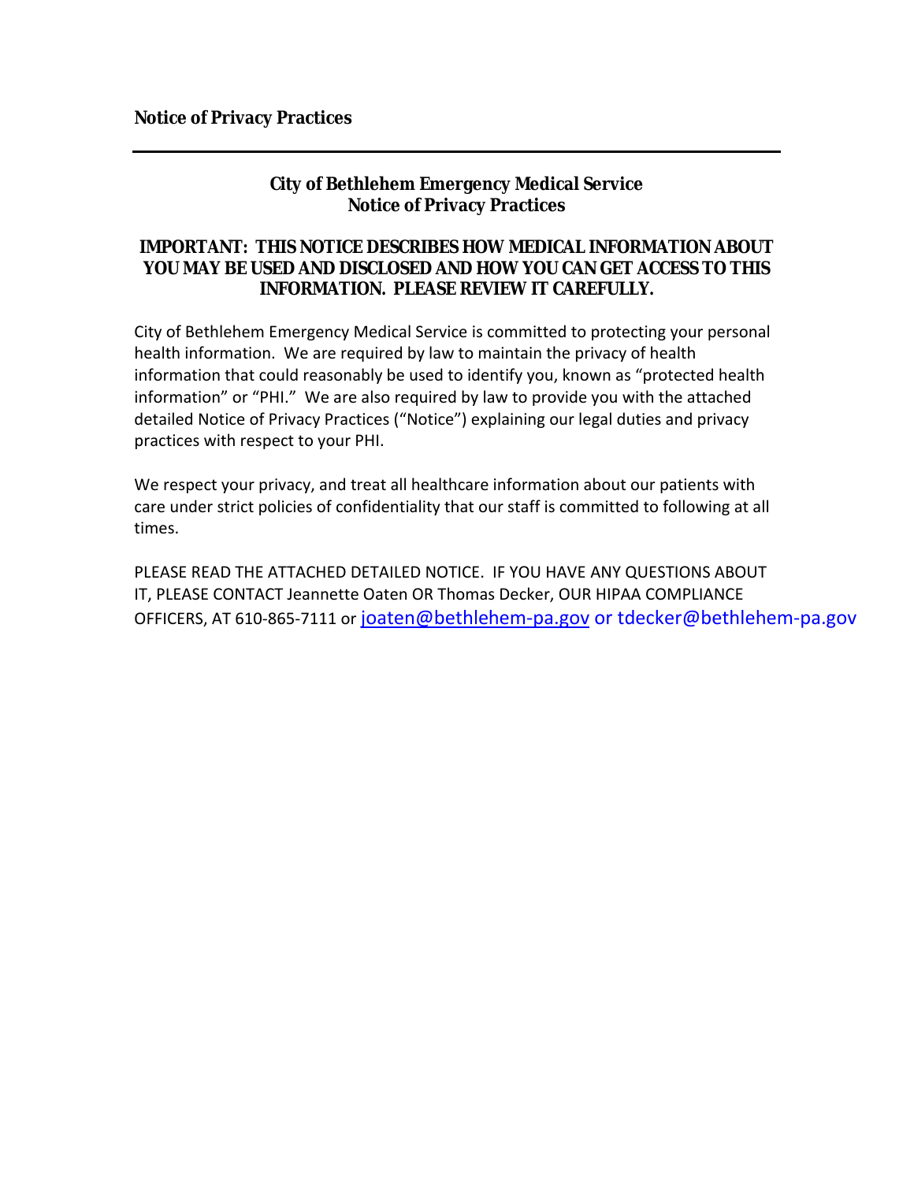**Notice of Privacy Practices**

---

## City of Bethlehem Emergency Medical Service
## Notice of Privacy Practices

**IMPORTANT: THIS NOTICE DESCRIBES HOW MEDICAL INFORMATION ABOUT YOU MAY BE USED AND DISCLOSED AND HOW YOU CAN GET ACCESS TO THIS INFORMATION. PLEASE REVIEW IT CAREFULLY.**

City of Bethlehem Emergency Medical Service is committed to protecting your personal health information. We are required by law to maintain the privacy of health information that could reasonably be used to identify you, known as "protected health information" or "PHI." We are also required by law to provide you with the attached detailed Notice of Privacy Practices ("Notice") explaining our legal duties and privacy practices with respect to your PHI.

We respect your privacy, and treat all healthcare information about our patients with care under strict policies of confidentiality that our staff is committed to following at all times.

PLEASE READ THE ATTACHED DETAILED NOTICE. IF YOU HAVE ANY QUESTIONS ABOUT IT, PLEASE CONTACT Jeannette Oaten OR Thomas Decker, OUR HIPAA COMPLIANCE OFFICERS, AT 610-865-7111 or joaten@bethlehem-pa.gov or tdecker@bethlehem-pa.gov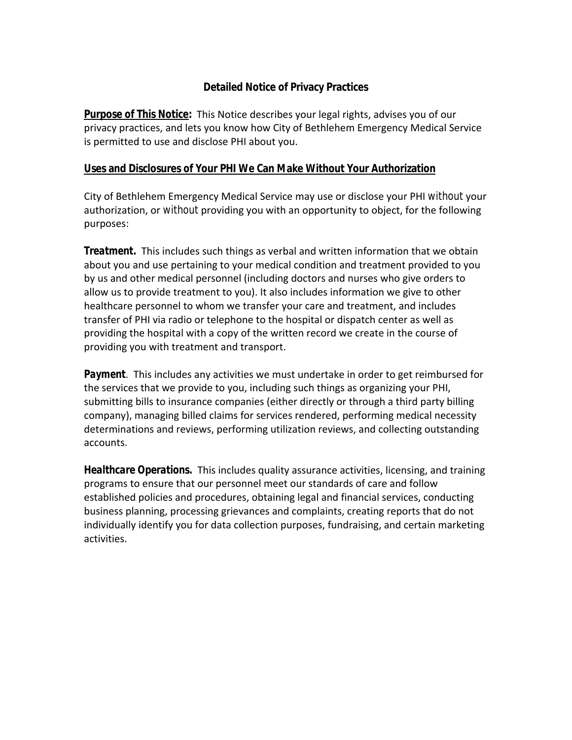## Detailed Notice of Privacy Practices

***Purpose of This Notice:*** This Notice describes your legal rights, advises you of our privacy practices, and lets you know how City of Bethlehem Emergency Medical Service is permitted to use and disclose PHI about you.

### Uses and Disclosures of Your PHI We Can Make Without Your Authorization

City of Bethlehem Emergency Medical Service may use or disclose your PHI *without* your authorization, or *without* providing you with an opportunity to object, for the following purposes:

***Treatment.*** This includes such things as verbal and written information that we obtain about you and use pertaining to your medical condition and treatment provided to you by us and other medical personnel (including doctors and nurses who give orders to allow us to provide treatment to you). It also includes information we give to other healthcare personnel to whom we transfer your care and treatment, and includes transfer of PHI via radio or telephone to the hospital or dispatch center as well as providing the hospital with a copy of the written record we create in the course of providing you with treatment and transport.

***Payment***. This includes any activities we must undertake in order to get reimbursed for the services that we provide to you, including such things as organizing your PHI, submitting bills to insurance companies (either directly or through a third party billing company), managing billed claims for services rendered, performing medical necessity determinations and reviews, performing utilization reviews, and collecting outstanding accounts.

***Healthcare Operations.*** This includes quality assurance activities, licensing, and training programs to ensure that our personnel meet our standards of care and follow established policies and procedures, obtaining legal and financial services, conducting business planning, processing grievances and complaints, creating reports that do not individually identify you for data collection purposes, fundraising, and certain marketing activities.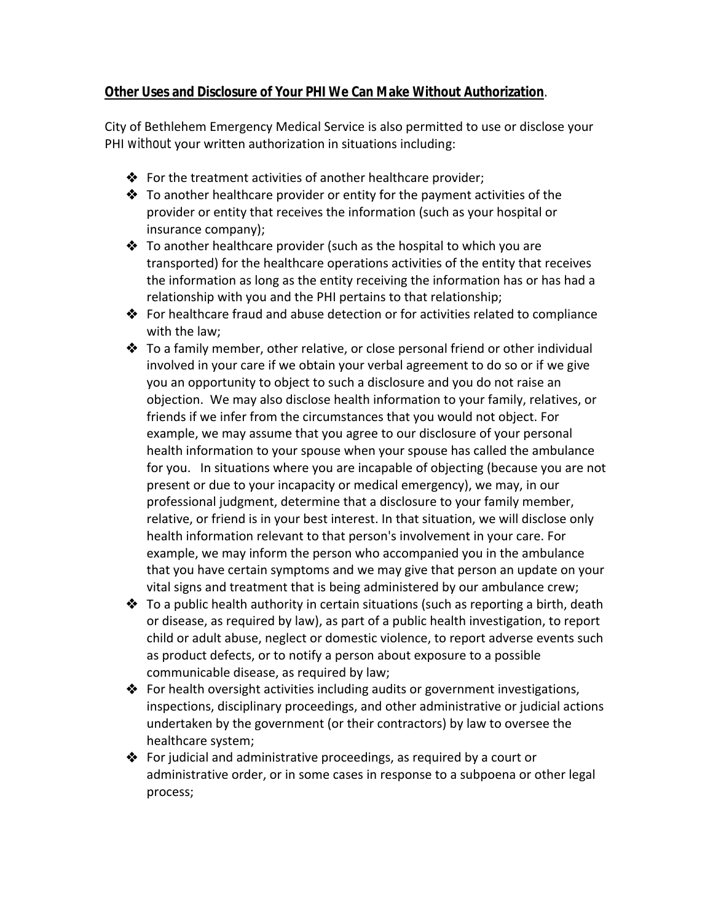**Other Uses and Disclosure of Your PHI We Can Make Without Authorization**.

City of Bethlehem Emergency Medical Service is also permitted to use or disclose your PHI *without* your written authorization in situations including:

- For the treatment activities of another healthcare provider;
- To another healthcare provider or entity for the payment activities of the provider or entity that receives the information (such as your hospital or insurance company);
- To another healthcare provider (such as the hospital to which you are transported) for the healthcare operations activities of the entity that receives the information as long as the entity receiving the information has or has had a relationship with you and the PHI pertains to that relationship;
- For healthcare fraud and abuse detection or for activities related to compliance with the law;
- To a family member, other relative, or close personal friend or other individual involved in your care if we obtain your verbal agreement to do so or if we give you an opportunity to object to such a disclosure and you do not raise an objection. We may also disclose health information to your family, relatives, or friends if we infer from the circumstances that you would not object. For example, we may assume that you agree to our disclosure of your personal health information to your spouse when your spouse has called the ambulance for you. In situations where you are incapable of objecting (because you are not present or due to your incapacity or medical emergency), we may, in our professional judgment, determine that a disclosure to your family member, relative, or friend is in your best interest. In that situation, we will disclose only health information relevant to that person's involvement in your care. For example, we may inform the person who accompanied you in the ambulance that you have certain symptoms and we may give that person an update on your vital signs and treatment that is being administered by our ambulance crew;
- To a public health authority in certain situations (such as reporting a birth, death or disease, as required by law), as part of a public health investigation, to report child or adult abuse, neglect or domestic violence, to report adverse events such as product defects, or to notify a person about exposure to a possible communicable disease, as required by law;
- For health oversight activities including audits or government investigations, inspections, disciplinary proceedings, and other administrative or judicial actions undertaken by the government (or their contractors) by law to oversee the healthcare system;
- For judicial and administrative proceedings, as required by a court or administrative order, or in some cases in response to a subpoena or other legal process;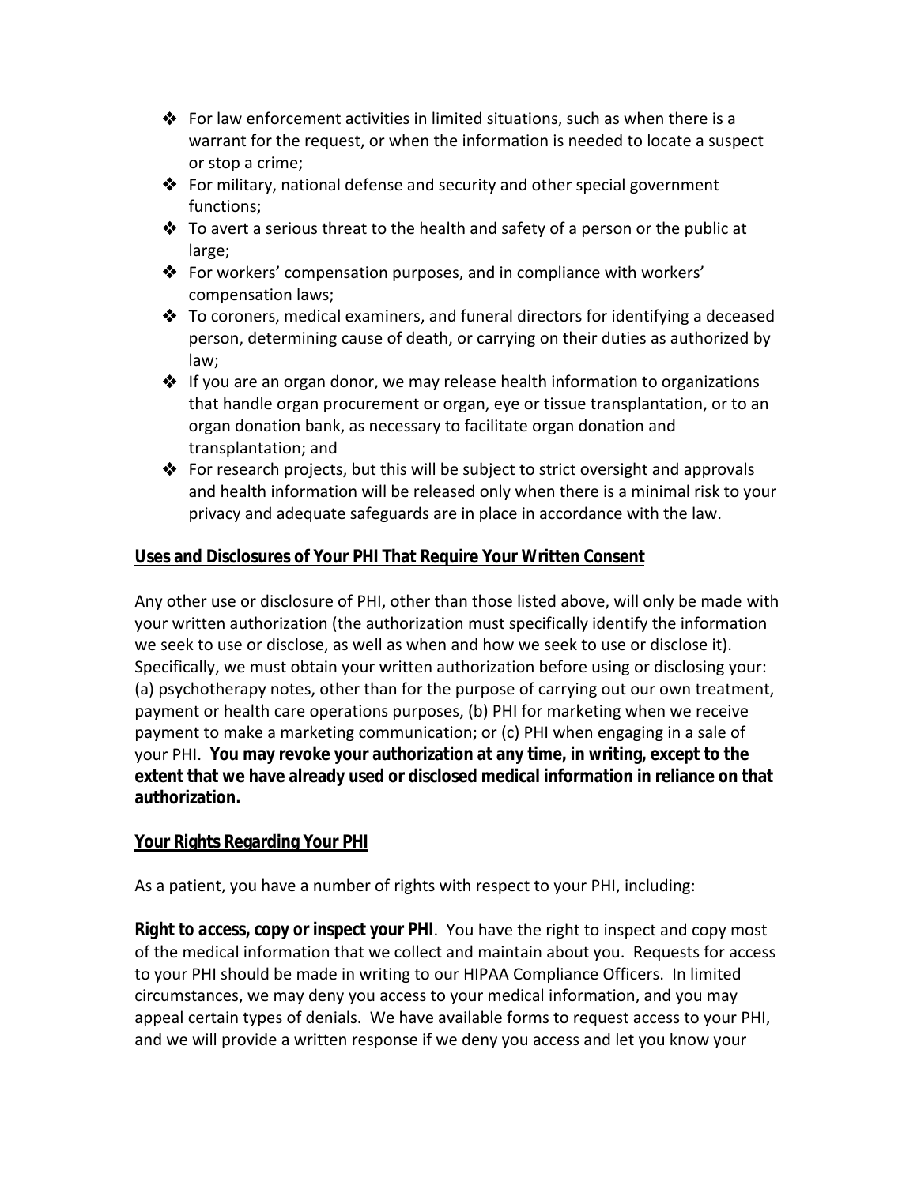- For law enforcement activities in limited situations, such as when there is a warrant for the request, or when the information is needed to locate a suspect or stop a crime;
- For military, national defense and security and other special government functions;
- To avert a serious threat to the health and safety of a person or the public at large;
- For workers' compensation purposes, and in compliance with workers' compensation laws;
- To coroners, medical examiners, and funeral directors for identifying a deceased person, determining cause of death, or carrying on their duties as authorized by law;
- If you are an organ donor, we may release health information to organizations that handle organ procurement or organ, eye or tissue transplantation, or to an organ donation bank, as necessary to facilitate organ donation and transplantation; and
- For research projects, but this will be subject to strict oversight and approvals and health information will be released only when there is a minimal risk to your privacy and adequate safeguards are in place in accordance with the law.

**Uses and Disclosures of Your PHI That Require Your Written Consent**

Any other use or disclosure of PHI, other than those listed above, will only be made with your written authorization (the authorization must specifically identify the information we seek to use or disclose, as well as when and how we seek to use or disclose it). Specifically, we must obtain your written authorization before using or disclosing your: (a) psychotherapy notes, other than for the purpose of carrying out our own treatment, payment or health care operations purposes, (b) PHI for marketing when we receive payment to make a marketing communication; or (c) PHI when engaging in a sale of your PHI. **You may revoke your authorization at any time, in writing, except to the extent that we have already used or disclosed medical information in reliance on that authorization.**

**Your Rights Regarding Your PHI**

As a patient, you have a number of rights with respect to your PHI, including:

**Right to access, copy or inspect your PHI**. You have the right to inspect and copy most of the medical information that we collect and maintain about you. Requests for access to your PHI should be made in writing to our HIPAA Compliance Officers. In limited circumstances, we may deny you access to your medical information, and you may appeal certain types of denials. We have available forms to request access to your PHI, and we will provide a written response if we deny you access and let you know your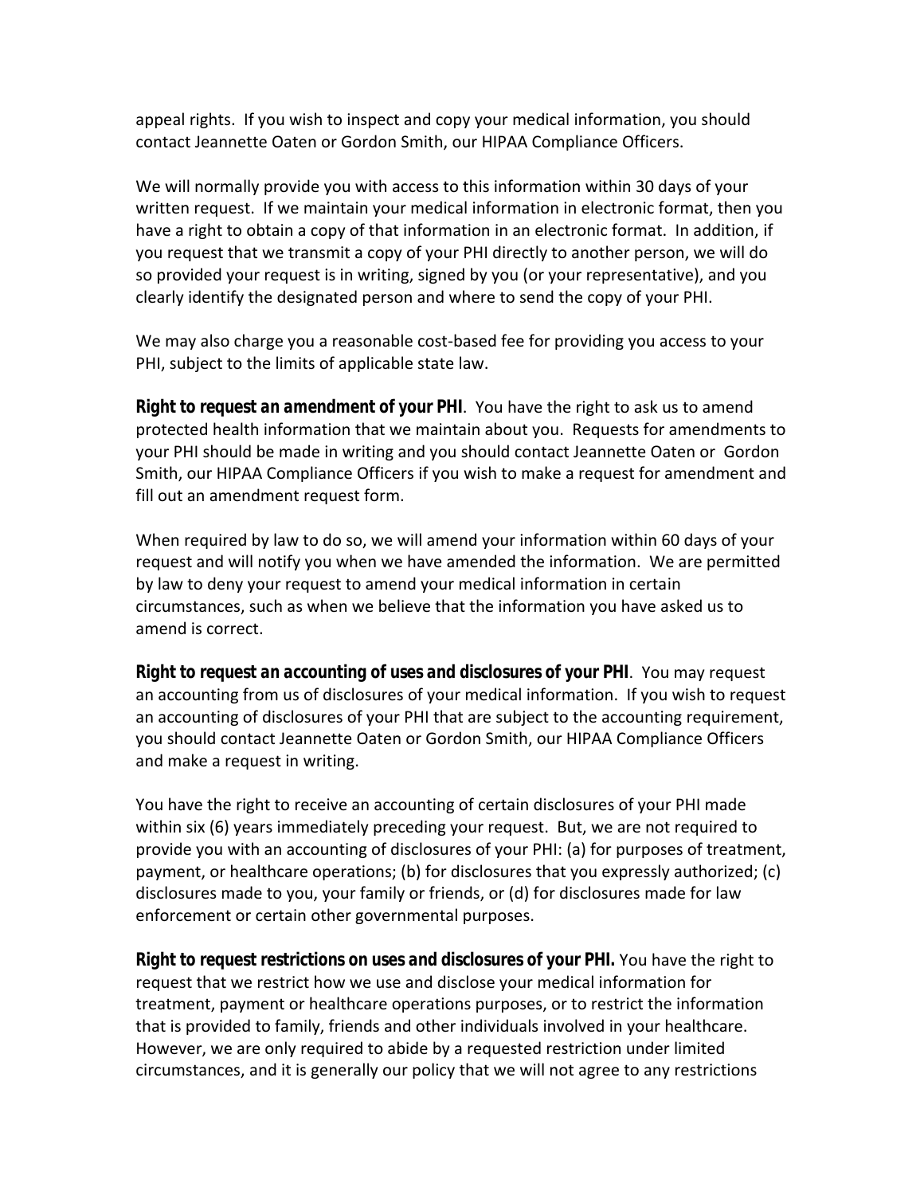appeal rights. If you wish to inspect and copy your medical information, you should contact Jeannette Oaten or Gordon Smith, our HIPAA Compliance Officers.

We will normally provide you with access to this information within 30 days of your written request. If we maintain your medical information in electronic format, then you have a right to obtain a copy of that information in an electronic format. In addition, if you request that we transmit a copy of your PHI directly to another person, we will do so provided your request is in writing, signed by you (or your representative), and you clearly identify the designated person and where to send the copy of your PHI.

We may also charge you a reasonable cost-based fee for providing you access to your PHI, subject to the limits of applicable state law.

***Right to request an amendment of your PHI***. You have the right to ask us to amend protected health information that we maintain about you. Requests for amendments to your PHI should be made in writing and you should contact Jeannette Oaten or Gordon Smith, our HIPAA Compliance Officers if you wish to make a request for amendment and fill out an amendment request form.

When required by law to do so, we will amend your information within 60 days of your request and will notify you when we have amended the information. We are permitted by law to deny your request to amend your medical information in certain circumstances, such as when we believe that the information you have asked us to amend is correct.

***Right to request an accounting of uses and disclosures of your PHI***. You may request an accounting from us of disclosures of your medical information. If you wish to request an accounting of disclosures of your PHI that are subject to the accounting requirement, you should contact Jeannette Oaten or Gordon Smith, our HIPAA Compliance Officers and make a request in writing.

You have the right to receive an accounting of certain disclosures of your PHI made within six (6) years immediately preceding your request. But, we are not required to provide you with an accounting of disclosures of your PHI: (a) for purposes of treatment, payment, or healthcare operations; (b) for disclosures that you expressly authorized; (c) disclosures made to you, your family or friends, or (d) for disclosures made for law enforcement or certain other governmental purposes.

***Right to request restrictions on uses and disclosures of your PHI.*** You have the right to request that we restrict how we use and disclose your medical information for treatment, payment or healthcare operations purposes, or to restrict the information that is provided to family, friends and other individuals involved in your healthcare. However, we are only required to abide by a requested restriction under limited circumstances, and it is generally our policy that we will not agree to any restrictions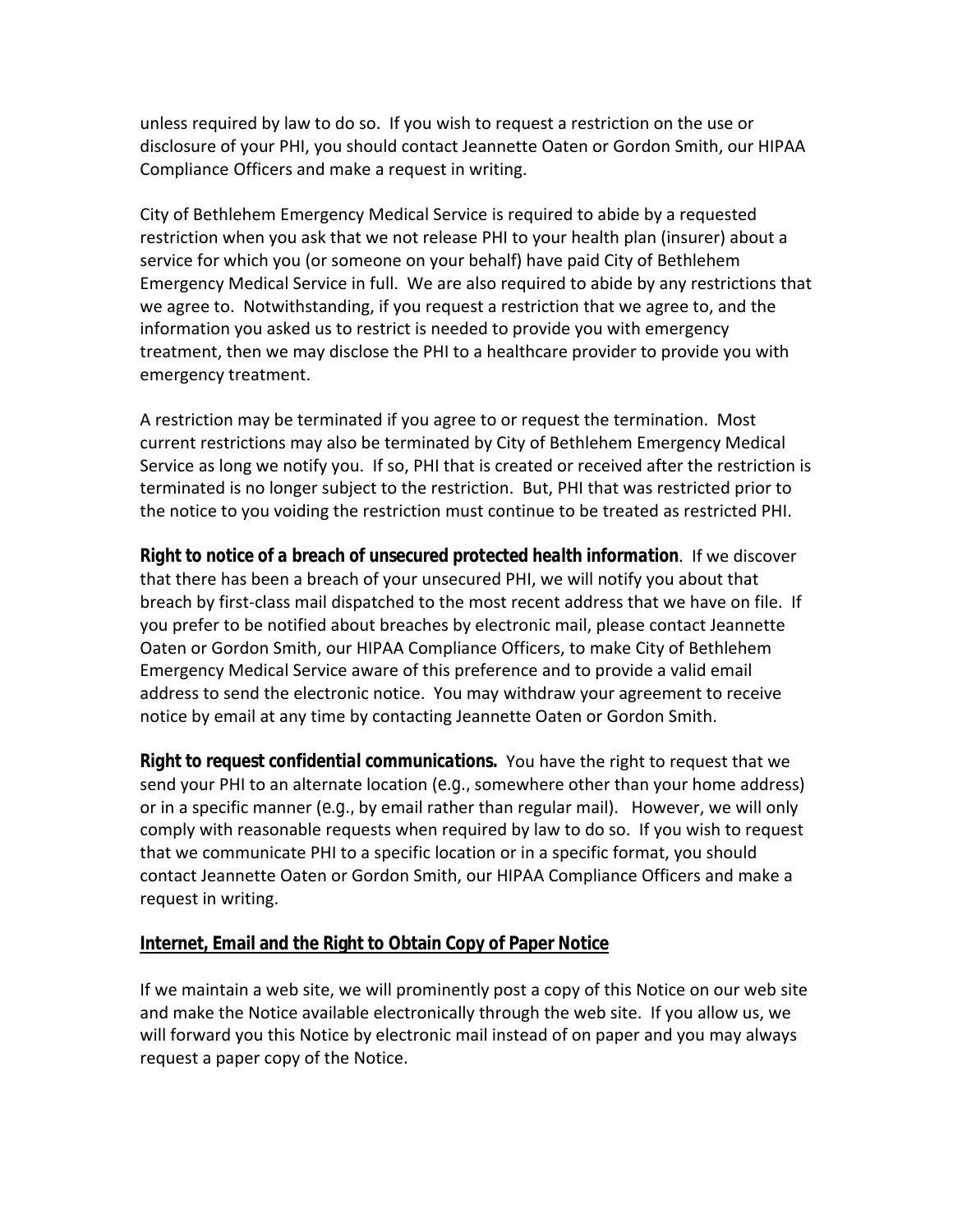unless required by law to do so. If you wish to request a restriction on the use or disclosure of your PHI, you should contact Jeannette Oaten or Gordon Smith, our HIPAA Compliance Officers and make a request in writing.

City of Bethlehem Emergency Medical Service is required to abide by a requested restriction when you ask that we not release PHI to your health plan (insurer) about a service for which you (or someone on your behalf) have paid City of Bethlehem Emergency Medical Service in full. We are also required to abide by any restrictions that we agree to. Notwithstanding, if you request a restriction that we agree to, and the information you asked us to restrict is needed to provide you with emergency treatment, then we may disclose the PHI to a healthcare provider to provide you with emergency treatment.

A restriction may be terminated if you agree to or request the termination. Most current restrictions may also be terminated by City of Bethlehem Emergency Medical Service as long we notify you. If so, PHI that is created or received after the restriction is terminated is no longer subject to the restriction. But, PHI that was restricted prior to the notice to you voiding the restriction must continue to be treated as restricted PHI.

***Right to notice of a breach of unsecured protected health information***. If we discover that there has been a breach of your unsecured PHI, we will notify you about that breach by first-class mail dispatched to the most recent address that we have on file. If you prefer to be notified about breaches by electronic mail, please contact Jeannette Oaten or Gordon Smith, our HIPAA Compliance Officers, to make City of Bethlehem Emergency Medical Service aware of this preference and to provide a valid email address to send the electronic notice. You may withdraw your agreement to receive notice by email at any time by contacting Jeannette Oaten or Gordon Smith.

***Right to request confidential communications.*** You have the right to request that we send your PHI to an alternate location (*e.g.*, somewhere other than your home address) or in a specific manner (*e.g.*, by email rather than regular mail). However, we will only comply with reasonable requests when required by law to do so. If you wish to request that we communicate PHI to a specific location or in a specific format, you should contact Jeannette Oaten or Gordon Smith, our HIPAA Compliance Officers and make a request in writing.

## Internet, Email and the Right to Obtain Copy of Paper Notice

If we maintain a web site, we will prominently post a copy of this Notice on our web site and make the Notice available electronically through the web site. If you allow us, we will forward you this Notice by electronic mail instead of on paper and you may always request a paper copy of the Notice.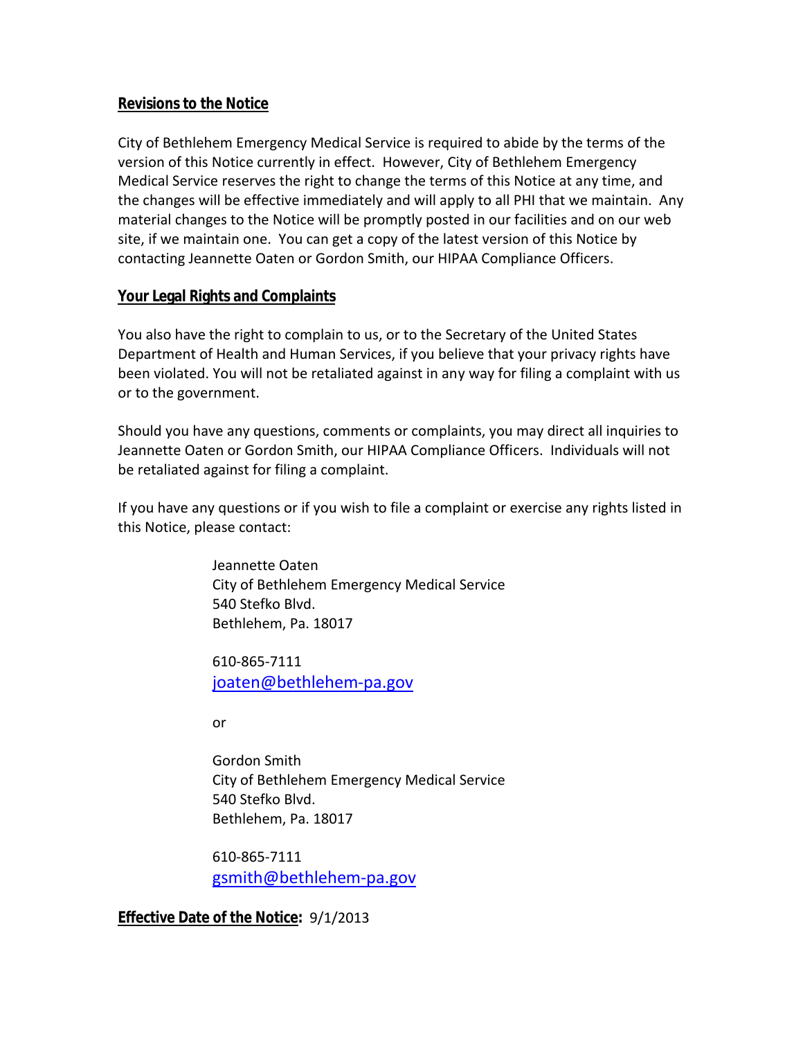**Revisions to the Notice**

City of Bethlehem Emergency Medical Service is required to abide by the terms of the version of this Notice currently in effect. However, City of Bethlehem Emergency Medical Service reserves the right to change the terms of this Notice at any time, and the changes will be effective immediately and will apply to all PHI that we maintain. Any material changes to the Notice will be promptly posted in our facilities and on our web site, if we maintain one. You can get a copy of the latest version of this Notice by contacting Jeannette Oaten or Gordon Smith, our HIPAA Compliance Officers.

**Your Legal Rights and Complaints**

You also have the right to complain to us, or to the Secretary of the United States Department of Health and Human Services, if you believe that your privacy rights have been violated. You will not be retaliated against in any way for filing a complaint with us or to the government.

Should you have any questions, comments or complaints, you may direct all inquiries to Jeannette Oaten or Gordon Smith, our HIPAA Compliance Officers. Individuals will not be retaliated against for filing a complaint.

If you have any questions or if you wish to file a complaint or exercise any rights listed in this Notice, please contact:

Jeannette Oaten
City of Bethlehem Emergency Medical Service
540 Stefko Blvd.
Bethlehem, Pa. 18017

610-865-7111
joaten@bethlehem-pa.gov

or

Gordon Smith
City of Bethlehem Emergency Medical Service
540 Stefko Blvd.
Bethlehem, Pa. 18017

610-865-7111
gsmith@bethlehem-pa.gov

**Effective Date of the Notice:** 9/1/2013